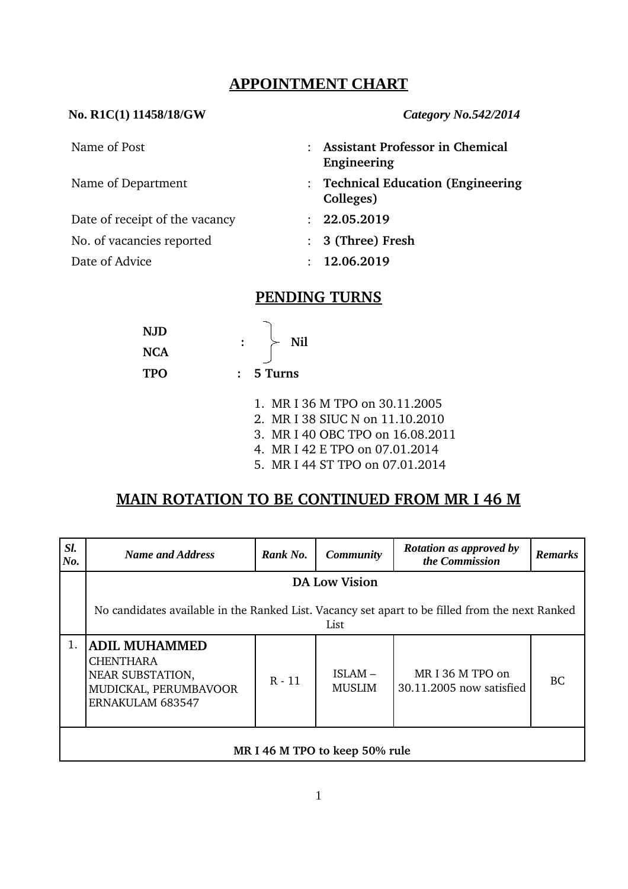# APPOINTMENT CHART

**No. R1C(1) 11458/18/GW** ***Category No.542/2014***

| | | |
|---|---|---|
| Name of Post | : | **Assistant Professor in Chemical Engineering** |
| Name of Department | : | **Technical Education (Engineering Colleges)** |
| Date of receipt of the vacancy | : | **22.05.2019** |
| No. of vacancies reported | : | **3 (Three) Fresh** |
| Date of Advice | : | **12.06.2019** |

## PENDING TURNS

**NJD**
**NCA** : Nil

**TPO** : **5 Turns**

1. MR I 36 M TPO on 30.11.2005
2. MR I 38 SIUC N on 11.10.2010
3. MR I 40 OBC TPO on 16.08.2011
4. MR I 42 E TPO on 07.01.2014
5. MR I 44 ST TPO on 07.01.2014

## MAIN ROTATION TO BE CONTINUED FROM MR I 46 M

| *Sl. No.* | *Name and Address* | *Rank No.* | *Community* | *Rotation as approved by the Commission* | *Remarks* |
|---|---|---|---|---|---|
| | **DA Low Vision**<br>No candidates available in the Ranked List. Vacancy set apart to be filled from the next Ranked List | | | | |
| 1. | **ADIL MUHAMMED**<br>CHENTHARA<br>NEAR SUBSTATION,<br>MUDICKAL, PERUMBAVOOR<br>ERNAKULAM 683547 | R - 11 | ISLAM – MUSLIM | MR I 36 M TPO on 30.11.2005 now satisfied | BC |
| | **MR I 46 M TPO to keep 50% rule** | | | | |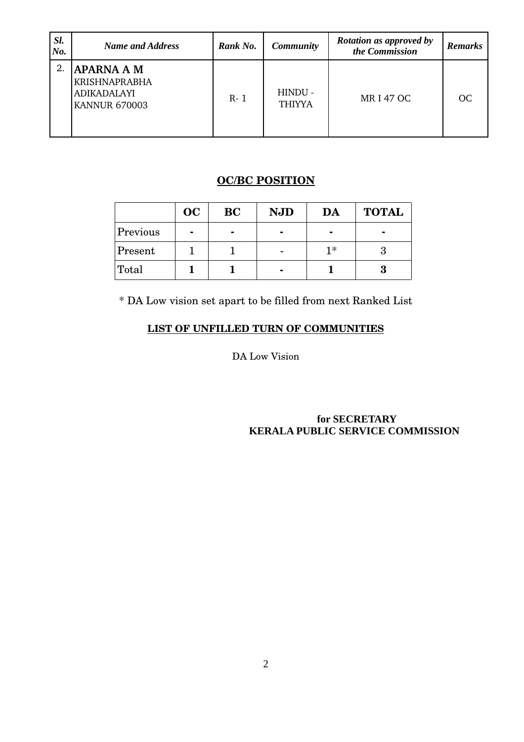| *Sl. No.* | *Name and Address* | *Rank No.* | *Community* | *Rotation as approved by the Commission* | *Remarks* |
|---|---|---|---|---|---|
| 2. | **APARNA A M** KRISHNAPRABHA ADIKADALAYI KANNUR 670003 | R- 1 | HINDU - THIYYA | MR I 47 OC | OC |

## OC/BC POSITION

| | OC | BC | NJD | DA | TOTAL |
|---|---|---|---|---|---|
| Previous | - | - | - | - | - |
| Present | 1 | 1 | - | 1* | 3 |
| Total | **1** | **1** | - | **1** | **3** |

* DA Low vision set apart to be filled from next Ranked List

## LIST OF UNFILLED TURN OF COMMUNITIES

DA Low Vision

**for SECRETARY**
**KERALA PUBLIC SERVICE COMMISSION**